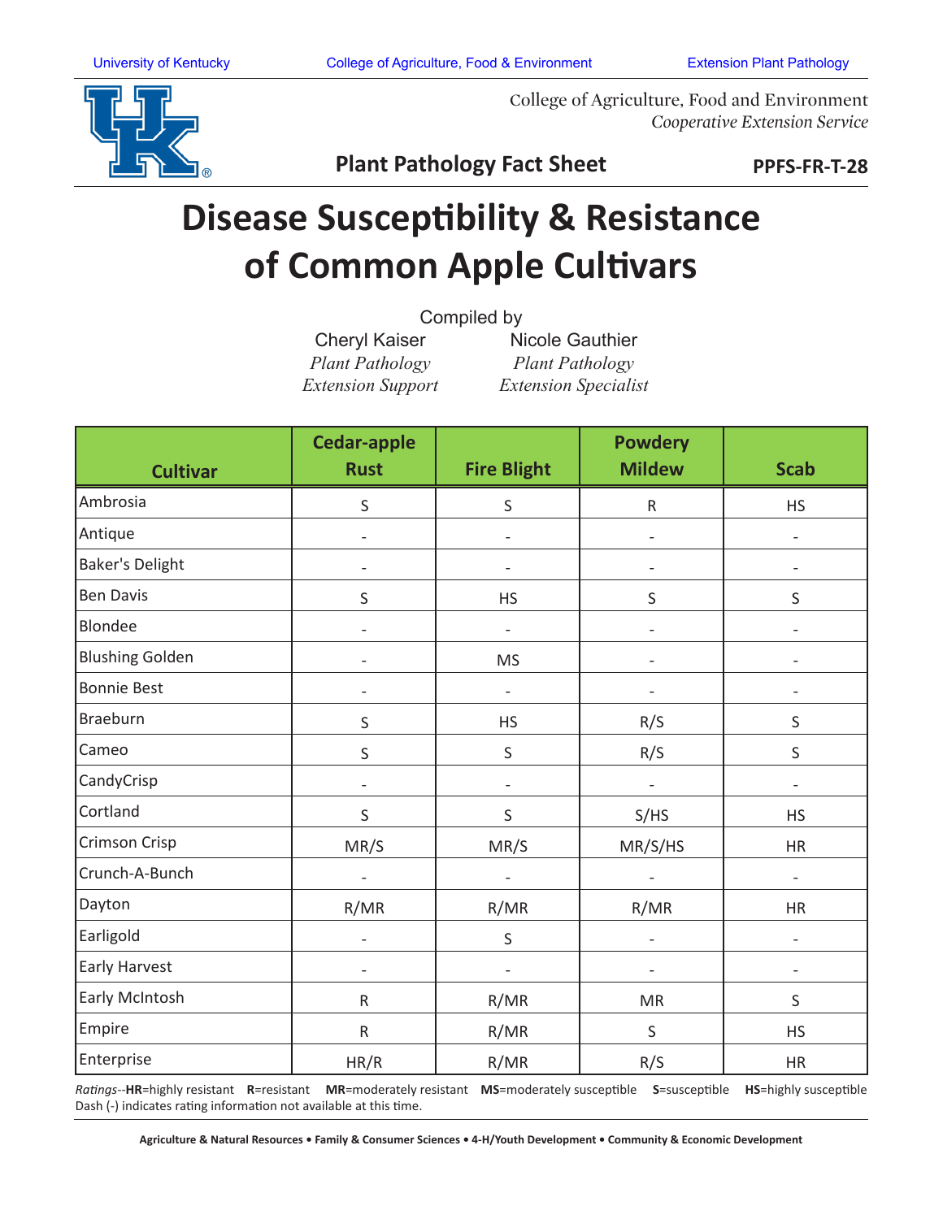University of Kentucky | College of Agriculture, Food & Environment | Extension Plant Pathology

College of Agriculture, Food and Environment
*Cooperative Extension Service*

**Plant Pathology Fact Sheet** **PPFS-FR-T-28**

# Disease Susceptibility & Resistance of Common Apple Cultivars

Compiled by

Cheryl Kaiser
*Plant Pathology Extension Support*

Nicole Gauthier
*Plant Pathology Extension Specialist*

| Cultivar | Cedar-apple Rust | Fire Blight | Powdery Mildew | Scab |
|---|---|---|---|---|
| Ambrosia | S | S | R | HS |
| Antique | - | - | - | - |
| Baker's Delight | - | - | - | - |
| Ben Davis | S | HS | S | S |
| Blondee | - | - | - | - |
| Blushing Golden | - | MS | - | - |
| Bonnie Best | - | - | - | - |
| Braeburn | S | HS | R/S | S |
| Cameo | S | S | R/S | S |
| CandyCrisp | - | - | - | - |
| Cortland | S | S | S/HS | HS |
| Crimson Crisp | MR/S | MR/S | MR/S/HS | HR |
| Crunch-A-Bunch | - | - | - | - |
| Dayton | R/MR | R/MR | R/MR | HR |
| Earligold | - | S | - | - |
| Early Harvest | - | - | - | - |
| Early McIntosh | R | R/MR | MR | S |
| Empire | R | R/MR | S | HS |
| Enterprise | HR/R | R/MR | R/S | HR |

*Ratings*--**HR**=highly resistant **R**=resistant **MR**=moderately resistant **MS**=moderately susceptible **S**=susceptible **HS**=highly susceptible
Dash (-) indicates rating information not available at this time.

Agriculture & Natural Resources • Family & Consumer Sciences • 4-H/Youth Development • Community & Economic Development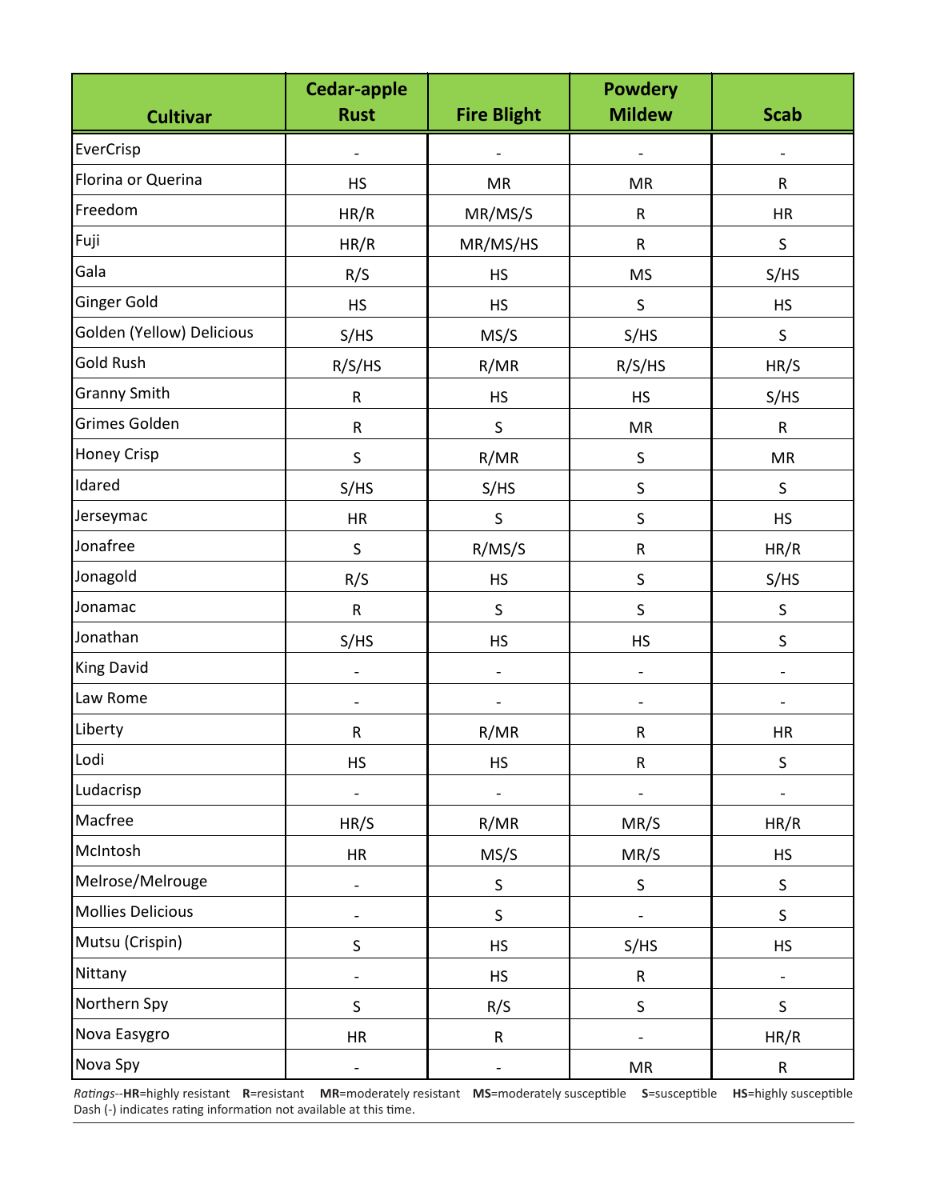| Cultivar | Cedar-apple Rust | Fire Blight | Powdery Mildew | Scab |
|---|---|---|---|---|
| EverCrisp | - | - | - | - |
| Florina or Querina | HS | MR | MR | R |
| Freedom | HR/R | MR/MS/S | R | HR |
| Fuji | HR/R | MR/MS/HS | R | S |
| Gala | R/S | HS | MS | S/HS |
| Ginger Gold | HS | HS | S | HS |
| Golden (Yellow) Delicious | S/HS | MS/S | S/HS | S |
| Gold Rush | R/S/HS | R/MR | R/S/HS | HR/S |
| Granny Smith | R | HS | HS | S/HS |
| Grimes Golden | R | S | MR | R |
| Honey Crisp | S | R/MR | S | MR |
| Idared | S/HS | S/HS | S | S |
| Jerseymac | HR | S | S | HS |
| Jonafree | S | R/MS/S | R | HR/R |
| Jonagold | R/S | HS | S | S/HS |
| Jonamac | R | S | S | S |
| Jonathan | S/HS | HS | HS | S |
| King David | - | - | - | - |
| Law Rome | - | - | - | - |
| Liberty | R | R/MR | R | HR |
| Lodi | HS | HS | R | S |
| Ludacrisp | - | - | - | - |
| Macfree | HR/S | R/MR | MR/S | HR/R |
| McIntosh | HR | MS/S | MR/S | HS |
| Melrose/Melrouge | - | S | S | S |
| Mollies Delicious | - | S | - | S |
| Mutsu (Crispin) | S | HS | S/HS | HS |
| Nittany | - | HS | R | - |
| Northern Spy | S | R/S | S | S |
| Nova Easygro | HR | R | - | HR/R |
| Nova Spy | - | - | MR | R |

*Ratings*--**HR**=highly resistant **R**=resistant **MR**=moderately resistant **MS**=moderately susceptible **S**=susceptible **HS**=highly susceptible
Dash (-) indicates rating information not available at this time.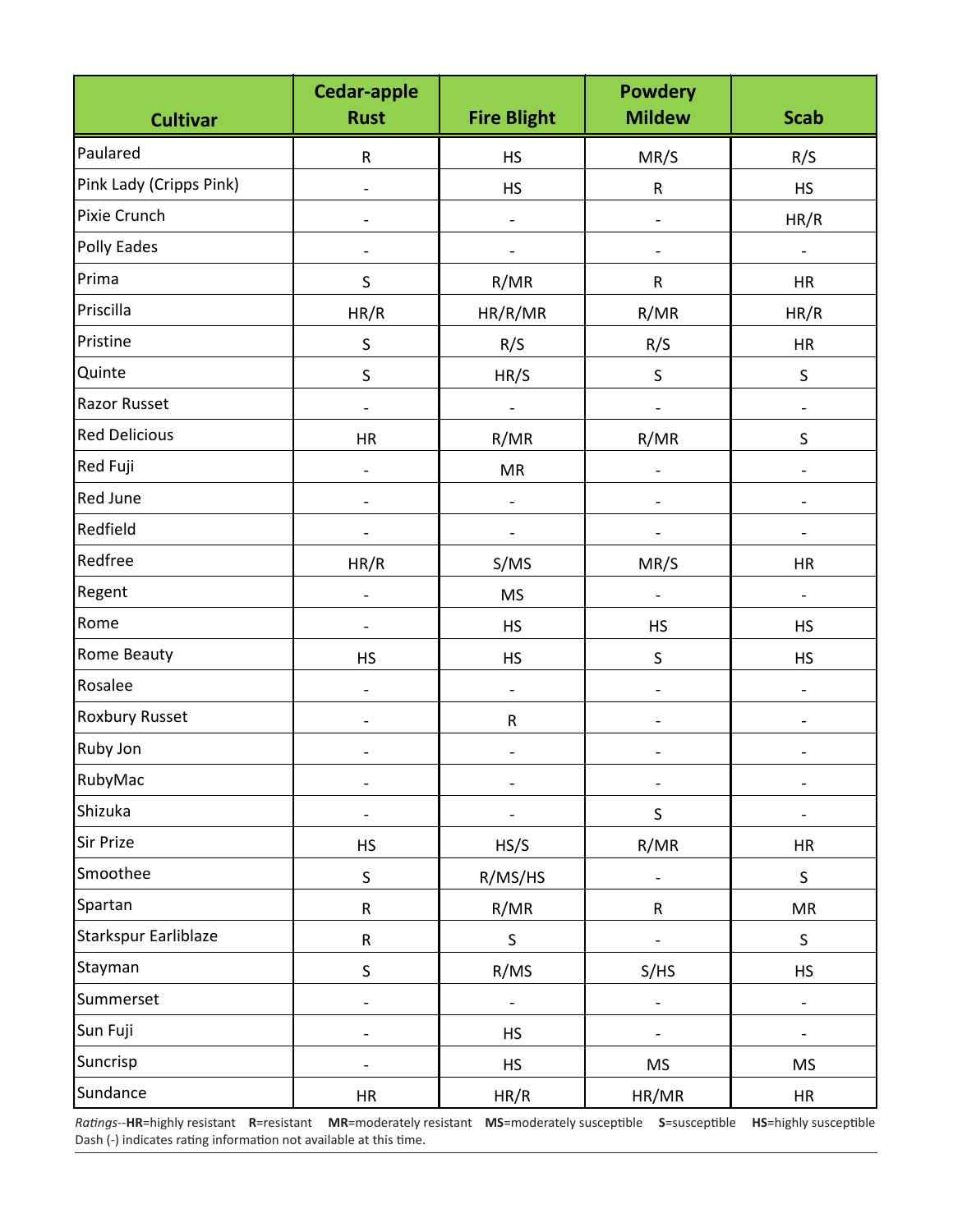| Cultivar | Cedar-apple Rust | Fire Blight | Powdery Mildew | Scab |
|---|---|---|---|---|
| Paulared | R | HS | MR/S | R/S |
| Pink Lady (Cripps Pink) | - | HS | R | HS |
| Pixie Crunch | - | - | - | HR/R |
| Polly Eades | - | - | - | - |
| Prima | S | R/MR | R | HR |
| Priscilla | HR/R | HR/R/MR | R/MR | HR/R |
| Pristine | S | R/S | R/S | HR |
| Quinte | S | HR/S | S | S |
| Razor Russet | - | - | - | - |
| Red Delicious | HR | R/MR | R/MR | S |
| Red Fuji | - | MR | - | - |
| Red June | - | - | - | - |
| Redfield | - | - | - | - |
| Redfree | HR/R | S/MS | MR/S | HR |
| Regent | - | MS | - | - |
| Rome | - | HS | HS | HS |
| Rome Beauty | HS | HS | S | HS |
| Rosalee | - | - | - | - |
| Roxbury Russet | - | R | - | - |
| Ruby Jon | - | - | - | - |
| RubyMac | - | - | - | - |
| Shizuka | - | - | S | - |
| Sir Prize | HS | HS/S | R/MR | HR |
| Smoothee | S | R/MS/HS | - | S |
| Spartan | R | R/MR | R | MR |
| Starkspur Earliblaze | R | S | - | S |
| Stayman | S | R/MS | S/HS | HS |
| Summerset | - | - | - | - |
| Sun Fuji | - | HS | - | - |
| Suncrisp | - | HS | MS | MS |
| Sundance | HR | HR/R | HR/MR | HR |

*Ratings*--**HR**=highly resistant **R**=resistant **MR**=moderately resistant **MS**=moderately susceptible **S**=susceptible **HS**=highly susceptible
Dash (-) indicates rating information not available at this time.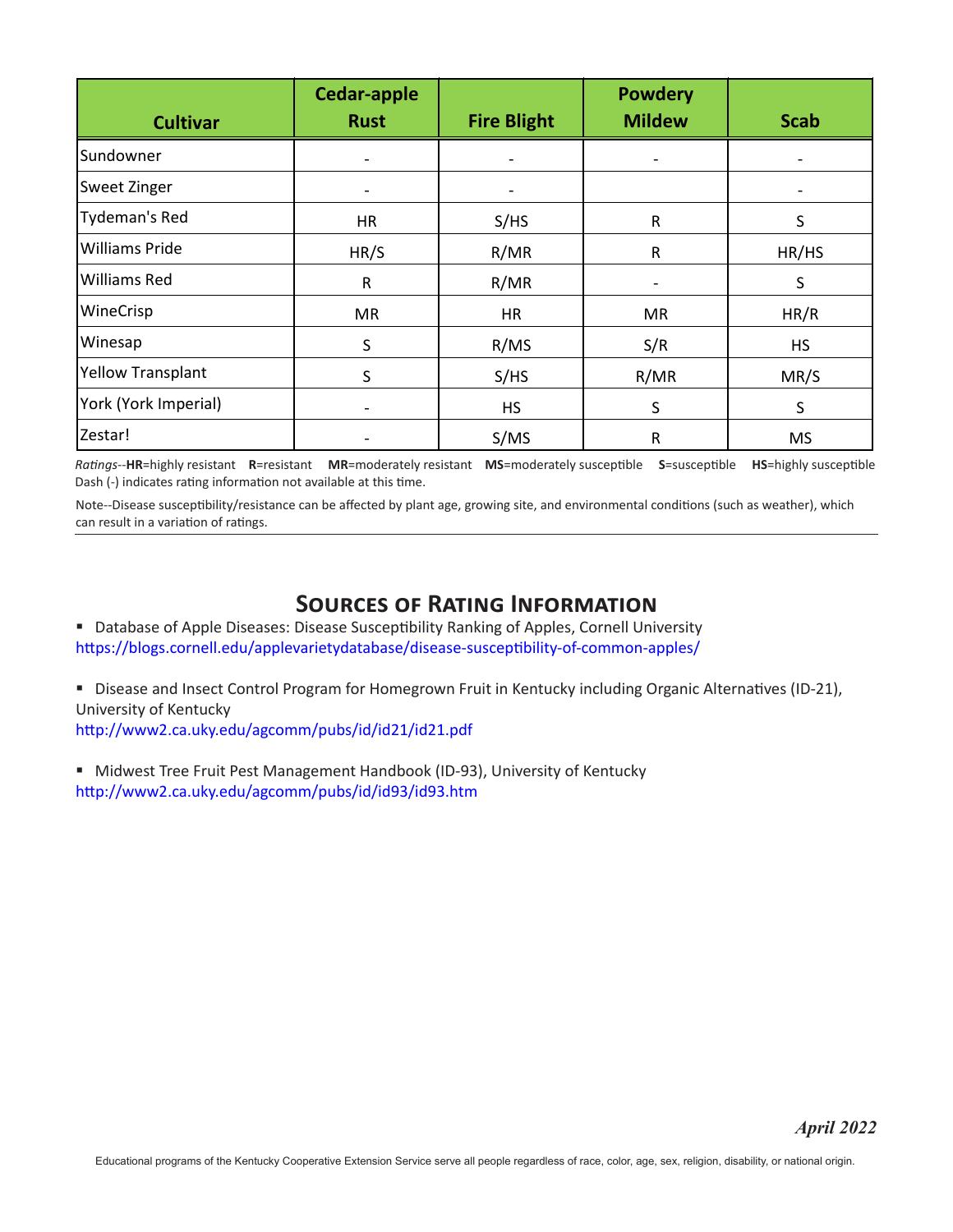| Cultivar | Cedar-apple Rust | Fire Blight | Powdery Mildew | Scab |
|---|---|---|---|---|
| Sundowner | - | - | - | - |
| Sweet Zinger | - | - | | - |
| Tydeman's Red | HR | S/HS | R | S |
| Williams Pride | HR/S | R/MR | R | HR/HS |
| Williams Red | R | R/MR | - | S |
| WineCrisp | MR | HR | MR | HR/R |
| Winesap | S | R/MS | S/R | HS |
| Yellow Transplant | S | S/HS | R/MR | MR/S |
| York (York Imperial) | - | HS | S | S |
| Zestar! | - | S/MS | R | MS |

*Ratings*--**HR**=highly resistant **R**=resistant **MR**=moderately resistant **MS**=moderately susceptible **S**=susceptible **HS**=highly susceptible
Dash (-) indicates rating information not available at this time.

Note--Disease susceptibility/resistance can be affected by plant age, growing site, and environmental conditions (such as weather), which can result in a variation of ratings.

## Sources of Rating Information

- Database of Apple Diseases: Disease Susceptibility Ranking of Apples, Cornell University
https://blogs.cornell.edu/applevarietydatabase/disease-susceptibility-of-common-apples/

- Disease and Insect Control Program for Homegrown Fruit in Kentucky including Organic Alternatives (ID-21), University of Kentucky
http://www2.ca.uky.edu/agcomm/pubs/id/id21/id21.pdf

- Midwest Tree Fruit Pest Management Handbook (ID-93), University of Kentucky
http://www2.ca.uky.edu/agcomm/pubs/id/id93/id93.htm

*April 2022*

Educational programs of the Kentucky Cooperative Extension Service serve all people regardless of race, color, age, sex, religion, disability, or national origin.